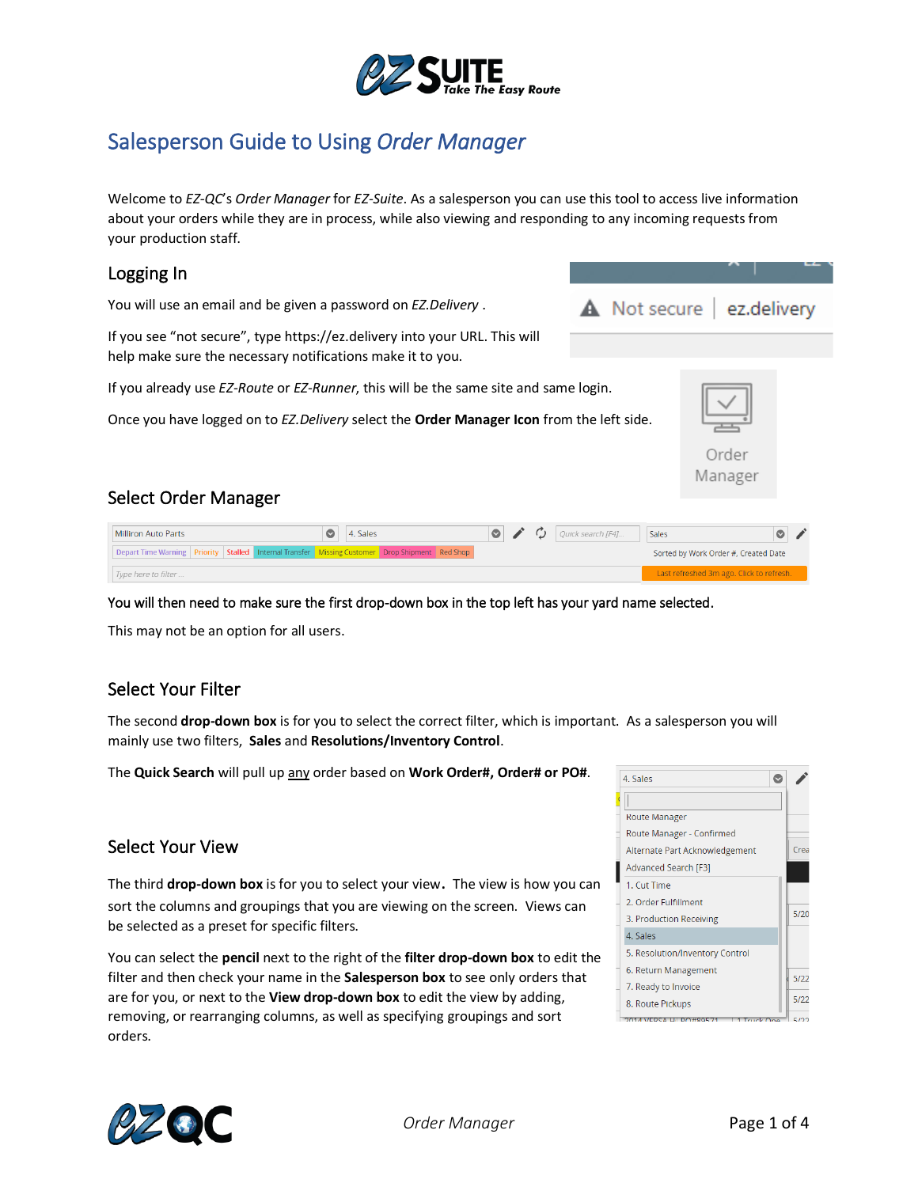# Salesperson Guide to Using *Order Manager*

Welcome to *EZ-QC*'s *Order Manager* for *EZ-Suite*. As a salesperson you can use this tool to access live information about your orders while they are in process, while also viewing and responding to any incoming requests from your production staff.

## Logging In

You will use an email and be given a password on *EZ.Delivery* .

If you see "not secure", type https://ez.delivery into your URL. This will help make sure the necessary notifications make it to you.

If you already use *EZ-Route* or *EZ-Runner*, this will be the same site and same login.

Once you have logged on to *EZ.Delivery* select the **Order Manager Icon** from the left side.

## Select Order Manager

You will then need to make sure the first drop-down box in the top left has your yard name selected.

This may not be an option for all users.

## Select Your Filter

The second **drop-down box** is for you to select the correct filter, which is important. As a salesperson you will mainly use two filters, **Sales** and **Resolutions/Inventory Control**.

The **Quick Search** will pull up any order based on **Work Order#, Order# or PO#**.

## Select Your View

The third **drop-down box** is for you to select your view**.** The view is how you can sort the columns and groupings that you are viewing on the screen. Views can be selected as a preset for specific filters.

You can select the **pencil** next to the right of the **filter drop-down box** to edit the filter and then check your name in the **Salesperson box** to see only orders that are for you, or next to the **View drop-down box** to edit the view by adding, removing, or rearranging columns, as well as specifying groupings and sort orders.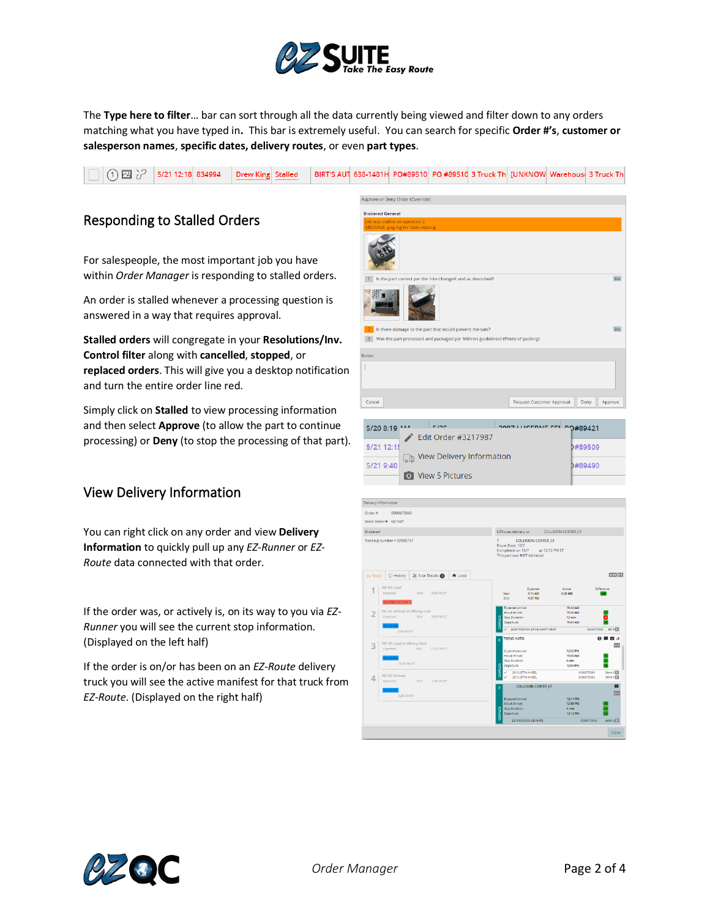The **Type here to filter**… bar can sort through all the data currently being viewed and filter down to any orders matching what you have typed in**.** This bar is extremely useful. You can search for specific **Order #'s**, **customer or salesperson names**, **specific dates, delivery routes**, or even **part types**.

## Responding to Stalled Orders

For salespeople, the most important job you have within *Order Manager* is responding to stalled orders.

An order is stalled whenever a processing question is answered in a way that requires approval.

**Stalled orders** will congregate in your **Resolutions/Inv. Control filter** along with **cancelled**, **stopped**, or **replaced orders**. This will give you a desktop notification and turn the entire order line red.

Simply click on **Stalled** to view processing information and then select **Approve** (to allow the part to continue processing) or **Deny** (to stop the processing of that part).

## View Delivery Information

You can right click on any order and view **Delivery Information** to quickly pull up any *EZ-Runner* or *EZ-Route* data connected with that order.

If the order was, or actively is, on its way to you via *EZ-Runner* you will see the current stop information. (Displayed on the left half)

If the order is on/or has been on an *EZ-Route* delivery truck you will see the active manifest for that truck from *EZ-Route*. (Displayed on the right half)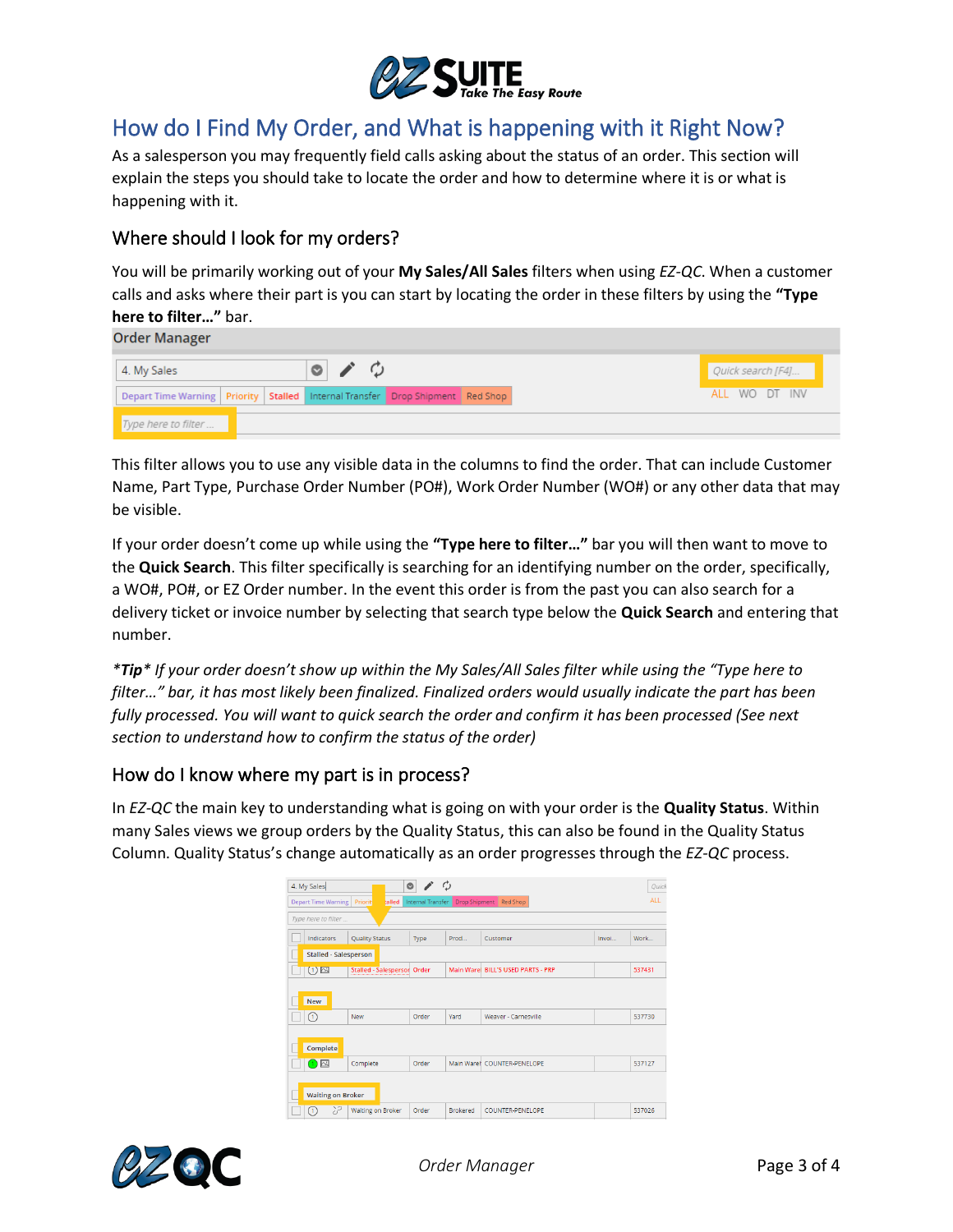# How do I Find My Order, and What is happening with it Right Now?

As a salesperson you may frequently field calls asking about the status of an order. This section will explain the steps you should take to locate the order and how to determine where it is or what is happening with it.

## Where should I look for my orders?

You will be primarily working out of your **My Sales/All Sales** filters when using *EZ-QC*. When a customer calls and asks where their part is you can start by locating the order in these filters by using the **"Type here to filter…"** bar.

This filter allows you to use any visible data in the columns to find the order. That can include Customer Name, Part Type, Purchase Order Number (PO#), Work Order Number (WO#) or any other data that may be visible.

If your order doesn't come up while using the **"Type here to filter…"** bar you will then want to move to the **Quick Search**. This filter specifically is searching for an identifying number on the order, specifically, a WO#, PO#, or EZ Order number. In the event this order is from the past you can also search for a delivery ticket or invoice number by selecting that search type below the **Quick Search** and entering that number.

****Tip**** *If your order doesn't show up within the My Sales/All Sales filter while using the "Type here to filter…" bar, it has most likely been finalized. Finalized orders would usually indicate the part has been fully processed. You will want to quick search the order and confirm it has been processed (See next section to understand how to confirm the status of the order)*

## How do I know where my part is in process?

In *EZ-QC* the main key to understanding what is going on with your order is the **Quality Status**. Within many Sales views we group orders by the Quality Status, this can also be found in the Quality Status Column. Quality Status's change automatically as an order progresses through the *EZ-QC* process.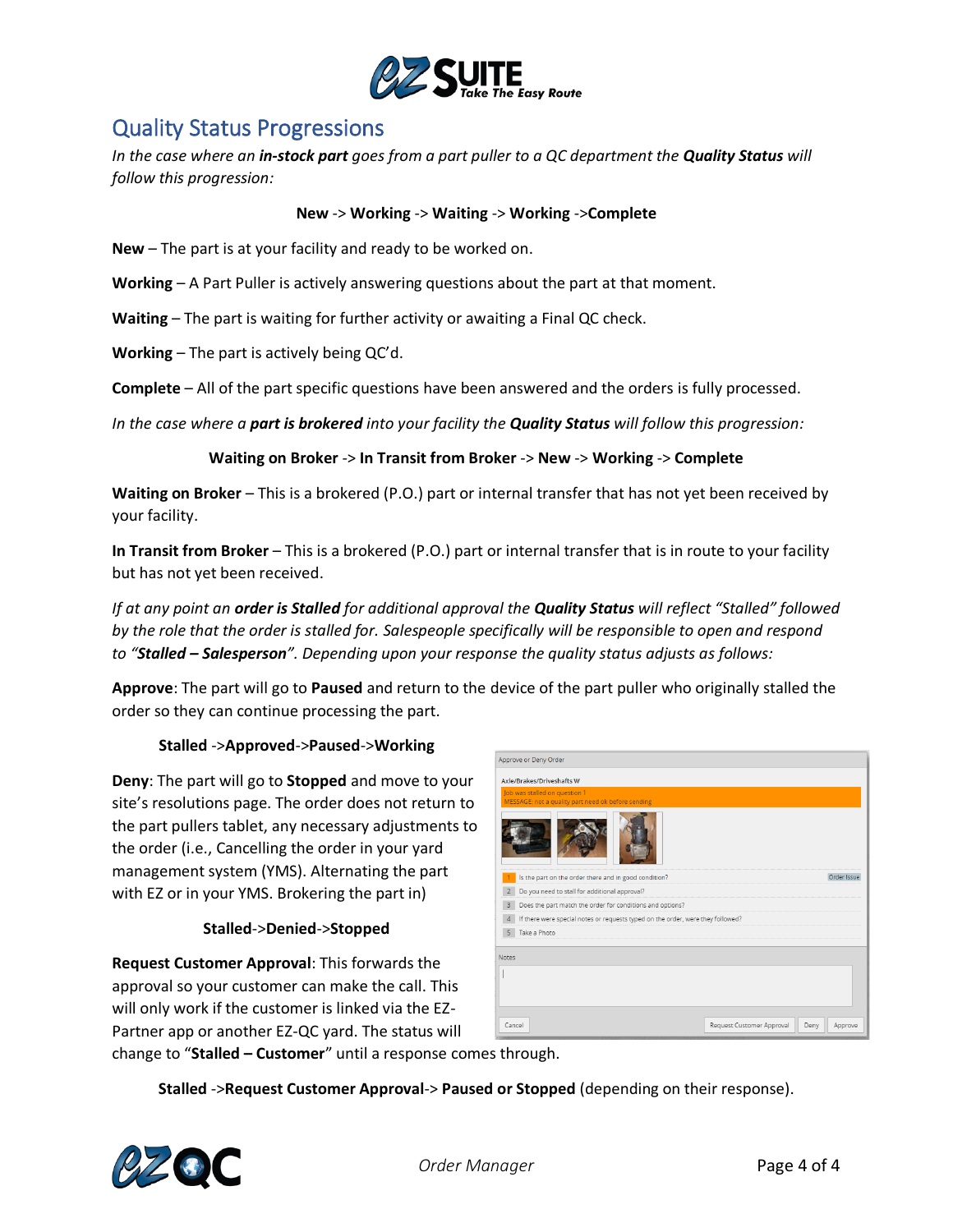## Quality Status Progressions

*In the case where an **in-stock part** goes from a part puller to a QC department the **Quality Status** will follow this progression:*

**New** -> **Working** -> **Waiting** -> **Working** ->**Complete**

**New** – The part is at your facility and ready to be worked on.

**Working** – A Part Puller is actively answering questions about the part at that moment.

**Waiting** – The part is waiting for further activity or awaiting a Final QC check.

**Working** – The part is actively being QC'd.

**Complete** – All of the part specific questions have been answered and the orders is fully processed.

*In the case where a **part is brokered** into your facility the **Quality Status** will follow this progression:*

**Waiting on Broker** -> **In Transit from Broker** -> **New** -> **Working** -> **Complete**

**Waiting on Broker** – This is a brokered (P.O.) part or internal transfer that has not yet been received by your facility.

**In Transit from Broker** – This is a brokered (P.O.) part or internal transfer that is in route to your facility but has not yet been received.

*If at any point an **order is Stalled** for additional approval the **Quality Status** will reflect "Stalled" followed by the role that the order is stalled for. Salespeople specifically will be responsible to open and respond to "**Stalled – Salesperson**". Depending upon your response the quality status adjusts as follows:*

**Approve**: The part will go to **Paused** and return to the device of the part puller who originally stalled the order so they can continue processing the part.

**Stalled** ->**Approved**->**Paused**->**Working**

**Deny**: The part will go to **Stopped** and move to your site's resolutions page. The order does not return to the part pullers tablet, any necessary adjustments to the order (i.e., Cancelling the order in your yard management system (YMS). Alternating the part with EZ or in your YMS. Brokering the part in)

**Stalled**->**Denied**->**Stopped**

**Request Customer Approval**: This forwards the approval so your customer can make the call. This will only work if the customer is linked via the EZ-Partner app or another EZ-QC yard. The status will change to "**Stalled – Customer**" until a response comes through.

**Stalled** ->**Request Customer Approval**-> **Paused or Stopped** (depending on their response).